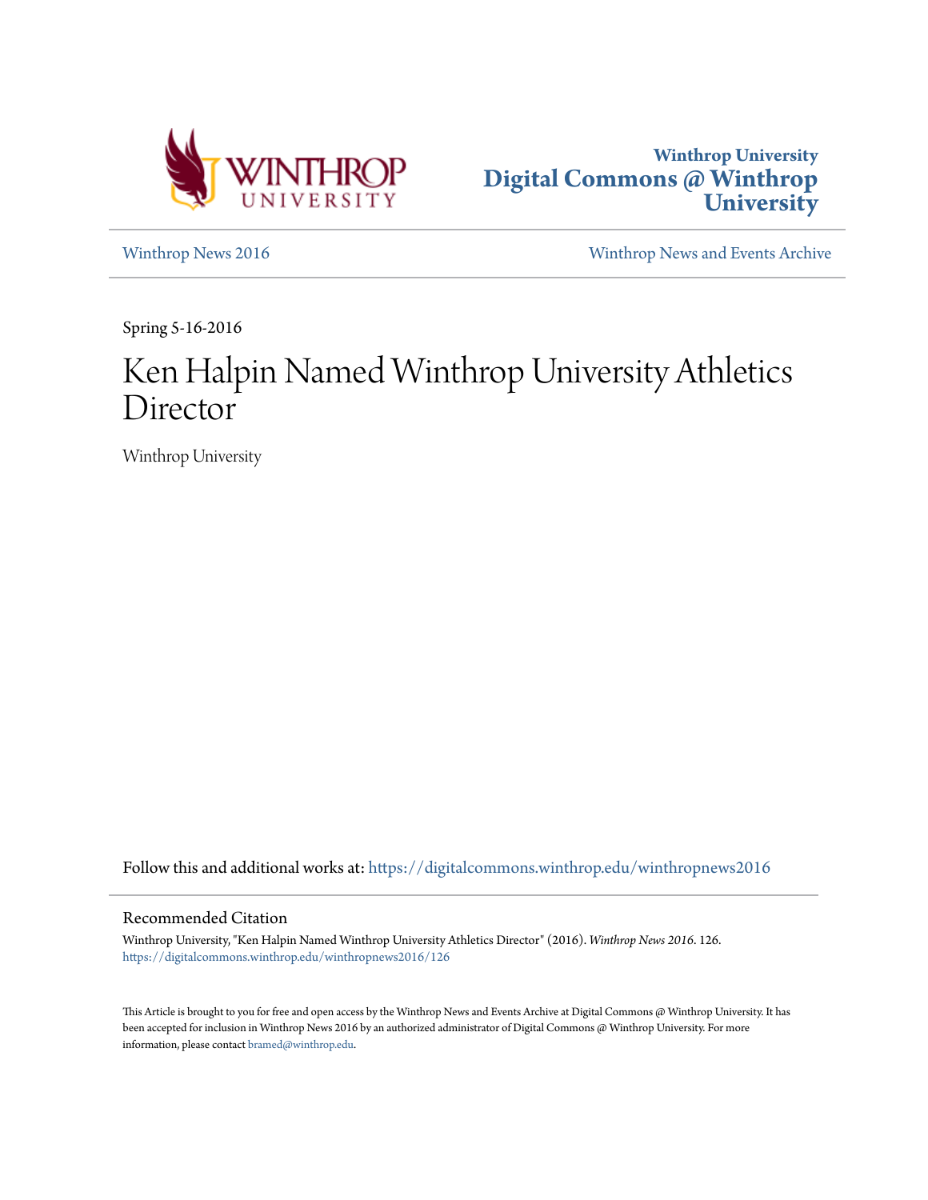Winthrop University

# Digital Commons @ Winthrop University

Winthrop News 2016

Winthrop News and Events Archive

Spring 5-16-2016

# Ken Halpin Named Winthrop University Athletics Director

Winthrop University

Follow this and additional works at: https://digitalcommons.winthrop.edu/winthropnews2016

## Recommended Citation

Winthrop University, "Ken Halpin Named Winthrop University Athletics Director" (2016). *Winthrop News 2016*. 126.
https://digitalcommons.winthrop.edu/winthropnews2016/126

This Article is brought to you for free and open access by the Winthrop News and Events Archive at Digital Commons @ Winthrop University. It has been accepted for inclusion in Winthrop News 2016 by an authorized administrator of Digital Commons @ Winthrop University. For more information, please contact bramed@winthrop.edu.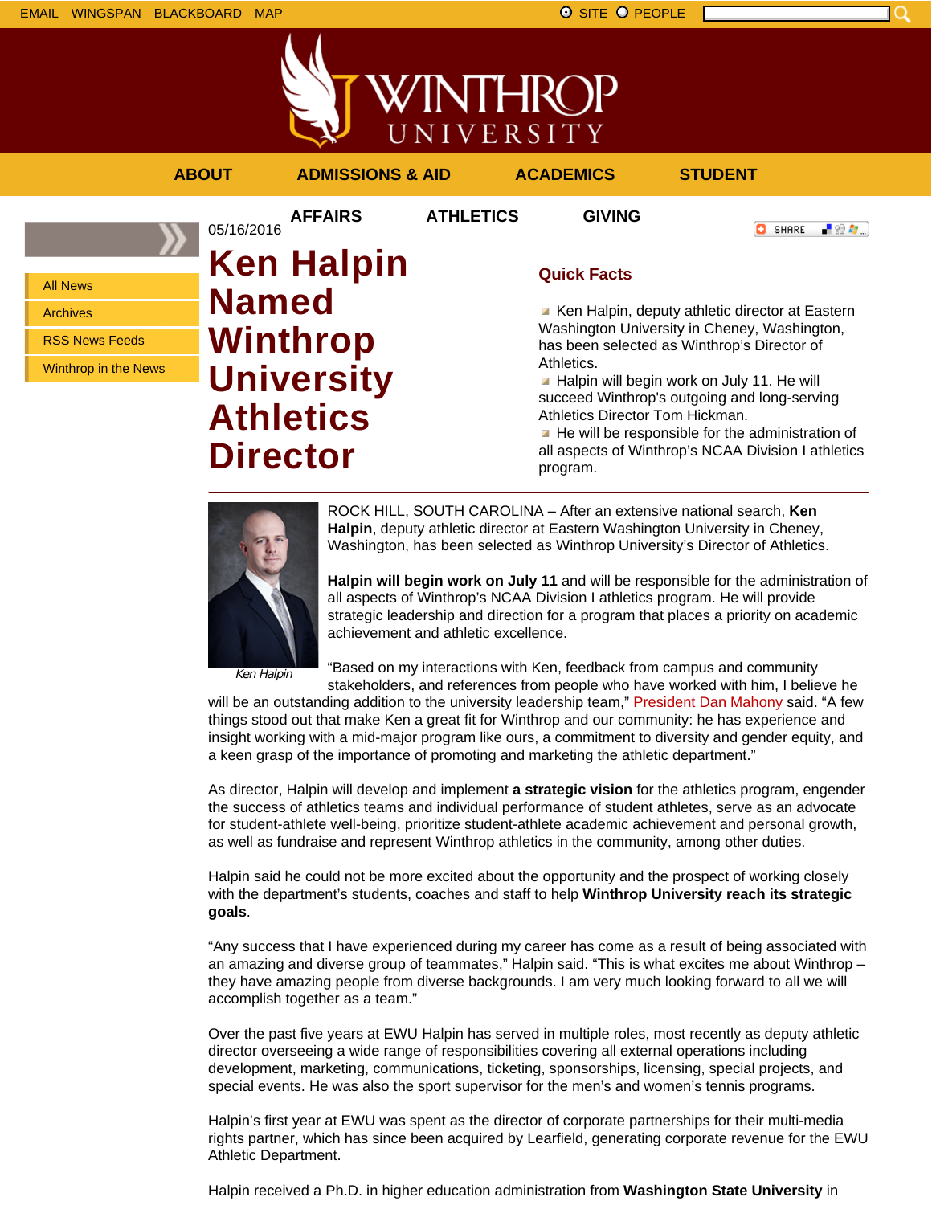EMAIL WINGSPAN BLACKBOARD MAP

SITE PEOPLE

ABOUT ADMISSIONS & AID ACADEMICS STUDENT AFFAIRS ATHLETICS GIVING

- All News
- Archives
- RSS News Feeds
- Winthrop in the News

05/16/2016

# Ken Halpin Named Winthrop University Athletics Director

## Quick Facts

- Ken Halpin, deputy athletic director at Eastern Washington University in Cheney, Washington, has been selected as Winthrop's Director of Athletics.
- Halpin will begin work on July 11. He will succeed Winthrop's outgoing and long-serving Athletics Director Tom Hickman.
- He will be responsible for the administration of all aspects of Winthrop's NCAA Division I athletics program.

*Ken Halpin*

ROCK HILL, SOUTH CAROLINA – After an extensive national search, **Ken Halpin**, deputy athletic director at Eastern Washington University in Cheney, Washington, has been selected as Winthrop University's Director of Athletics.

**Halpin will begin work on July 11** and will be responsible for the administration of all aspects of Winthrop's NCAA Division I athletics program. He will provide strategic leadership and direction for a program that places a priority on academic achievement and athletic excellence.

"Based on my interactions with Ken, feedback from campus and community stakeholders, and references from people who have worked with him, I believe he will be an outstanding addition to the university leadership team," President Dan Mahony said. "A few things stood out that make Ken a great fit for Winthrop and our community: he has experience and insight working with a mid-major program like ours, a commitment to diversity and gender equity, and a keen grasp of the importance of promoting and marketing the athletic department."

As director, Halpin will develop and implement **a strategic vision** for the athletics program, engender the success of athletics teams and individual performance of student athletes, serve as an advocate for student-athlete well-being, prioritize student-athlete academic achievement and personal growth, as well as fundraise and represent Winthrop athletics in the community, among other duties.

Halpin said he could not be more excited about the opportunity and the prospect of working closely with the department's students, coaches and staff to help **Winthrop University reach its strategic goals**.

"Any success that I have experienced during my career has come as a result of being associated with an amazing and diverse group of teammates," Halpin said. "This is what excites me about Winthrop – they have amazing people from diverse backgrounds. I am very much looking forward to all we will accomplish together as a team."

Over the past five years at EWU Halpin has served in multiple roles, most recently as deputy athletic director overseeing a wide range of responsibilities covering all external operations including development, marketing, communications, ticketing, sponsorships, licensing, special projects, and special events. He was also the sport supervisor for the men's and women's tennis programs.

Halpin's first year at EWU was spent as the director of corporate partnerships for their multi-media rights partner, which has since been acquired by Learfield, generating corporate revenue for the EWU Athletic Department.

Halpin received a Ph.D. in higher education administration from **Washington State University** in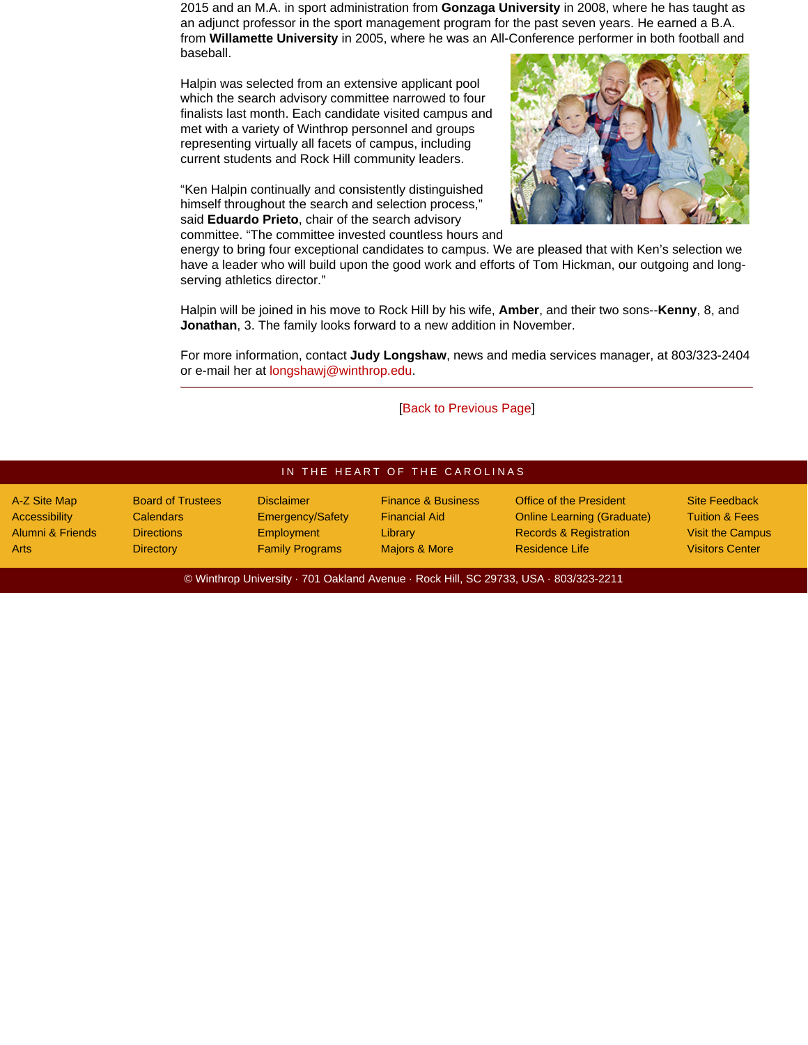2015 and an M.A. in sport administration from **Gonzaga University** in 2008, where he has taught as an adjunct professor in the sport management program for the past seven years. He earned a B.A. from **Willamette University** in 2005, where he was an All-Conference performer in both football and baseball.

Halpin was selected from an extensive applicant pool which the search advisory committee narrowed to four finalists last month. Each candidate visited campus and met with a variety of Winthrop personnel and groups representing virtually all facets of campus, including current students and Rock Hill community leaders.

"Ken Halpin continually and consistently distinguished himself throughout the search and selection process," said **Eduardo Prieto**, chair of the search advisory committee. "The committee invested countless hours and energy to bring four exceptional candidates to campus. We are pleased that with Ken's selection we have a leader who will build upon the good work and efforts of Tom Hickman, our outgoing and long-serving athletics director."

Halpin will be joined in his move to Rock Hill by his wife, **Amber**, and their two sons--**Kenny**, 8, and **Jonathan**, 3. The family looks forward to a new addition in November.

For more information, contact **Judy Longshaw**, news and media services manager, at 803/323-2404 or e-mail her at longshawj@winthrop.edu.

---

[Back to Previous Page]

IN THE HEART OF THE CAROLINAS

A-Z Site Map
Accessibility
Alumni & Friends
Arts
Board of Trustees
Calendars
Directions
Directory
Disclaimer
Emergency/Safety
Employment
Family Programs
Finance & Business
Financial Aid
Library
Majors & More
Office of the President
Online Learning (Graduate)
Records & Registration
Residence Life
Site Feedback
Tuition & Fees
Visit the Campus
Visitors Center

© Winthrop University · 701 Oakland Avenue · Rock Hill, SC 29733, USA · 803/323-2211